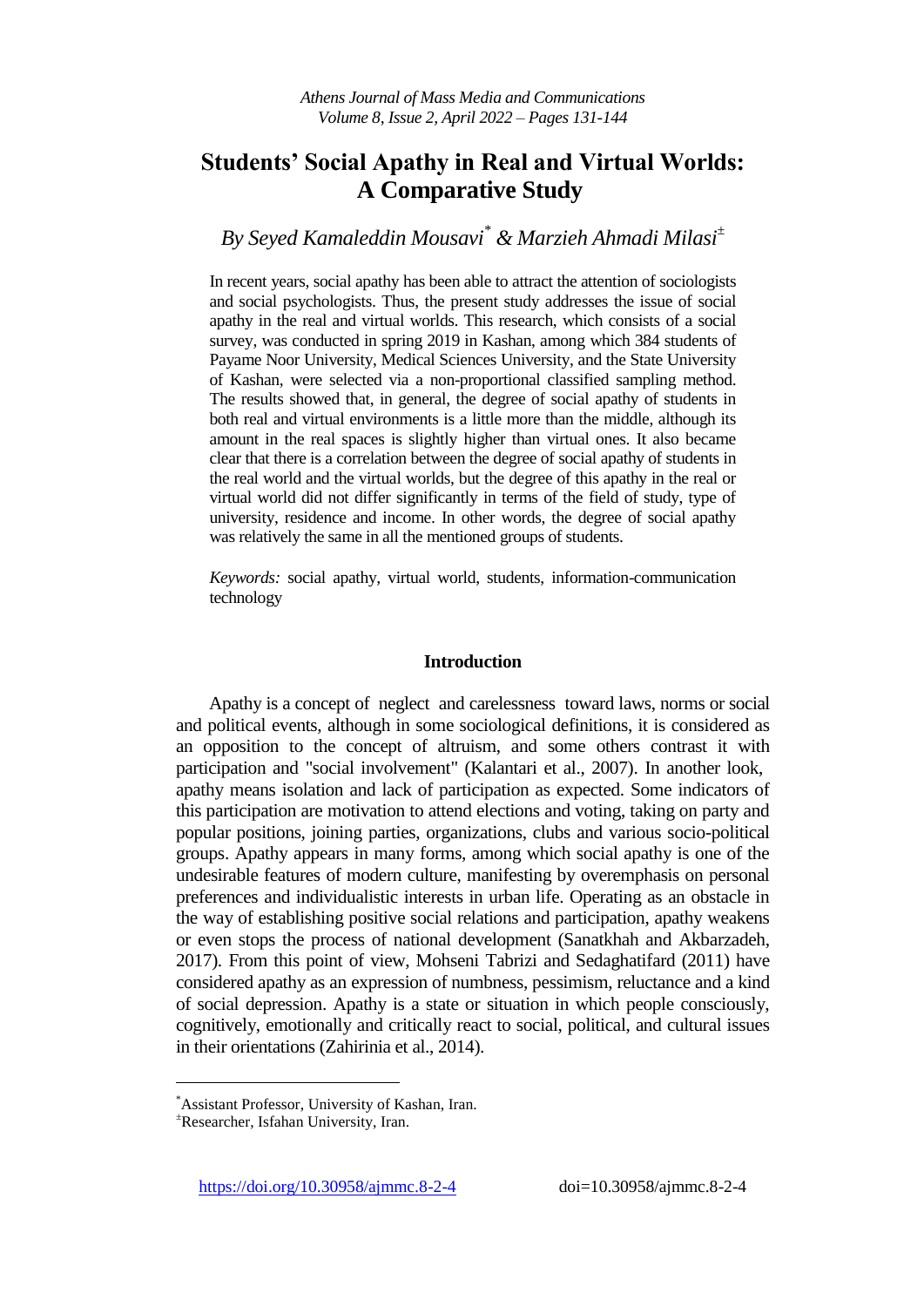# Students' Social Apathy in Real and Virtual Worlds: A Comparative Study

*By Seyed Kamaleddin Mousavi*[*] *& Marzieh Ahmadi Milasi*[±]

In recent years, social apathy has been able to attract the attention of sociologists and social psychologists. Thus, the present study addresses the issue of social apathy in the real and virtual worlds. This research, which consists of a social survey, was conducted in spring 2019 in Kashan, among which 384 students of Payame Noor University, Medical Sciences University, and the State University of Kashan, were selected via a non-proportional classified sampling method. The results showed that, in general, the degree of social apathy of students in both real and virtual environments is a little more than the middle, although its amount in the real spaces is slightly higher than virtual ones. It also became clear that there is a correlation between the degree of social apathy of students in the real world and the virtual worlds, but the degree of this apathy in the real or virtual world did not differ significantly in terms of the field of study, type of university, residence and income. In other words, the degree of social apathy was relatively the same in all the mentioned groups of students.

*Keywords:* social apathy, virtual world, students, information-communication technology

## Introduction

Apathy is a concept of neglect and carelessness toward laws, norms or social and political events, although in some sociological definitions, it is considered as an opposition to the concept of altruism, and some others contrast it with participation and "social involvement" (Kalantari et al., 2007). In another look, apathy means isolation and lack of participation as expected. Some indicators of this participation are motivation to attend elections and voting, taking on party and popular positions, joining parties, organizations, clubs and various socio-political groups. Apathy appears in many forms, among which social apathy is one of the undesirable features of modern culture, manifesting by overemphasis on personal preferences and individualistic interests in urban life. Operating as an obstacle in the way of establishing positive social relations and participation, apathy weakens or even stops the process of national development (Sanatkhah and Akbarzadeh, 2017). From this point of view, Mohseni Tabrizi and Sedaghatifard (2011) have considered apathy as an expression of numbness, pessimism, reluctance and a kind of social depression. Apathy is a state or situation in which people consciously, cognitively, emotionally and critically react to social, political, and cultural issues in their orientations (Zahirinia et al., 2014).

---

[*] Assistant Professor, University of Kashan, Iran.

[±] Researcher, Isfahan University, Iran.

https://doi.org/10.30958/ajmmc.8-2-4 doi=10.30958/ajmmc.8-2-4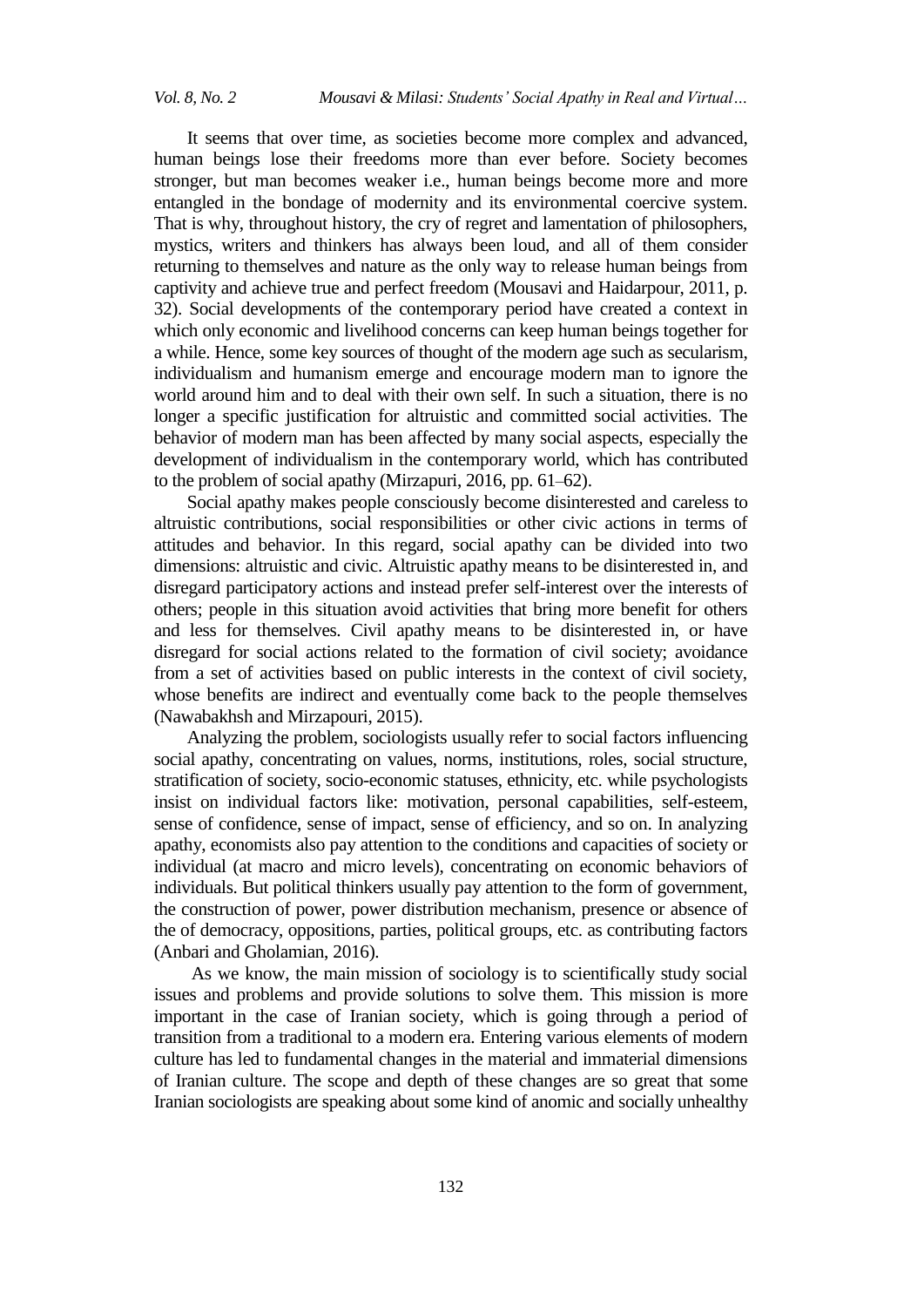It seems that over time, as societies become more complex and advanced, human beings lose their freedoms more than ever before. Society becomes stronger, but man becomes weaker i.e., human beings become more and more entangled in the bondage of modernity and its environmental coercive system. That is why, throughout history, the cry of regret and lamentation of philosophers, mystics, writers and thinkers has always been loud, and all of them consider returning to themselves and nature as the only way to release human beings from captivity and achieve true and perfect freedom (Mousavi and Haidarpour, 2011, p. 32). Social developments of the contemporary period have created a context in which only economic and livelihood concerns can keep human beings together for a while. Hence, some key sources of thought of the modern age such as secularism, individualism and humanism emerge and encourage modern man to ignore the world around him and to deal with their own self. In such a situation, there is no longer a specific justification for altruistic and committed social activities. The behavior of modern man has been affected by many social aspects, especially the development of individualism in the contemporary world, which has contributed to the problem of social apathy (Mirzapuri, 2016, pp. 61–62).

Social apathy makes people consciously become disinterested and careless to altruistic contributions, social responsibilities or other civic actions in terms of attitudes and behavior. In this regard, social apathy can be divided into two dimensions: altruistic and civic. Altruistic apathy means to be disinterested in, and disregard participatory actions and instead prefer self-interest over the interests of others; people in this situation avoid activities that bring more benefit for others and less for themselves. Civil apathy means to be disinterested in, or have disregard for social actions related to the formation of civil society; avoidance from a set of activities based on public interests in the context of civil society, whose benefits are indirect and eventually come back to the people themselves (Nawabakhsh and Mirzapouri, 2015).

Analyzing the problem, sociologists usually refer to social factors influencing social apathy, concentrating on values, norms, institutions, roles, social structure, stratification of society, socio-economic statuses, ethnicity, etc. while psychologists insist on individual factors like: motivation, personal capabilities, self-esteem, sense of confidence, sense of impact, sense of efficiency, and so on. In analyzing apathy, economists also pay attention to the conditions and capacities of society or individual (at macro and micro levels), concentrating on economic behaviors of individuals. But political thinkers usually pay attention to the form of government, the construction of power, power distribution mechanism, presence or absence of the of democracy, oppositions, parties, political groups, etc. as contributing factors (Anbari and Gholamian, 2016).

As we know, the main mission of sociology is to scientifically study social issues and problems and provide solutions to solve them. This mission is more important in the case of Iranian society, which is going through a period of transition from a traditional to a modern era. Entering various elements of modern culture has led to fundamental changes in the material and immaterial dimensions of Iranian culture. The scope and depth of these changes are so great that some Iranian sociologists are speaking about some kind of anomic and socially unhealthy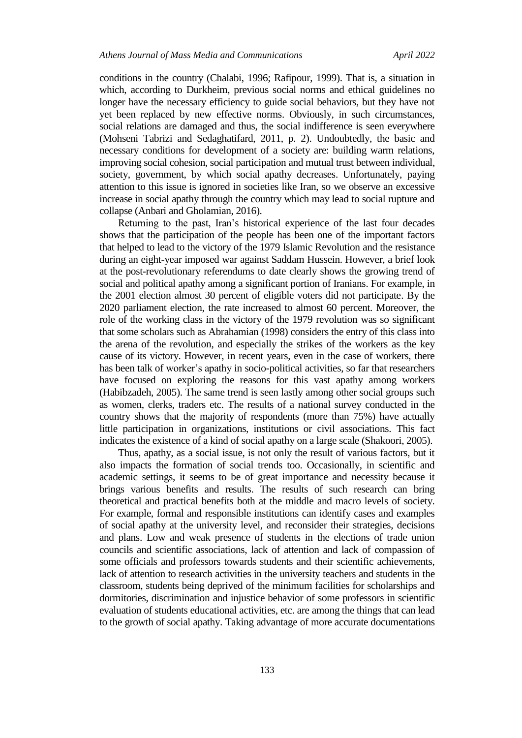conditions in the country (Chalabi, 1996; Rafipour, 1999). That is, a situation in which, according to Durkheim, previous social norms and ethical guidelines no longer have the necessary efficiency to guide social behaviors, but they have not yet been replaced by new effective norms. Obviously, in such circumstances, social relations are damaged and thus, the social indifference is seen everywhere (Mohseni Tabrizi and Sedaghatifard, 2011, p. 2). Undoubtedly, the basic and necessary conditions for development of a society are: building warm relations, improving social cohesion, social participation and mutual trust between individual, society, government, by which social apathy decreases. Unfortunately, paying attention to this issue is ignored in societies like Iran, so we observe an excessive increase in social apathy through the country which may lead to social rupture and collapse (Anbari and Gholamian, 2016).

Returning to the past, Iran's historical experience of the last four decades shows that the participation of the people has been one of the important factors that helped to lead to the victory of the 1979 Islamic Revolution and the resistance during an eight-year imposed war against Saddam Hussein. However, a brief look at the post-revolutionary referendums to date clearly shows the growing trend of social and political apathy among a significant portion of Iranians. For example, in the 2001 election almost 30 percent of eligible voters did not participate. By the 2020 parliament election, the rate increased to almost 60 percent. Moreover, the role of the working class in the victory of the 1979 revolution was so significant that some scholars such as Abrahamian (1998) considers the entry of this class into the arena of the revolution, and especially the strikes of the workers as the key cause of its victory. However, in recent years, even in the case of workers, there has been talk of worker's apathy in socio-political activities, so far that researchers have focused on exploring the reasons for this vast apathy among workers (Habibzadeh, 2005). The same trend is seen lastly among other social groups such as women, clerks, traders etc. The results of a national survey conducted in the country shows that the majority of respondents (more than 75%) have actually little participation in organizations, institutions or civil associations. This fact indicates the existence of a kind of social apathy on a large scale (Shakoori, 2005).

Thus, apathy, as a social issue, is not only the result of various factors, but it also impacts the formation of social trends too. Occasionally, in scientific and academic settings, it seems to be of great importance and necessity because it brings various benefits and results. The results of such research can bring theoretical and practical benefits both at the middle and macro levels of society. For example, formal and responsible institutions can identify cases and examples of social apathy at the university level, and reconsider their strategies, decisions and plans. Low and weak presence of students in the elections of trade union councils and scientific associations, lack of attention and lack of compassion of some officials and professors towards students and their scientific achievements, lack of attention to research activities in the university teachers and students in the classroom, students being deprived of the minimum facilities for scholarships and dormitories, discrimination and injustice behavior of some professors in scientific evaluation of students educational activities, etc. are among the things that can lead to the growth of social apathy. Taking advantage of more accurate documentations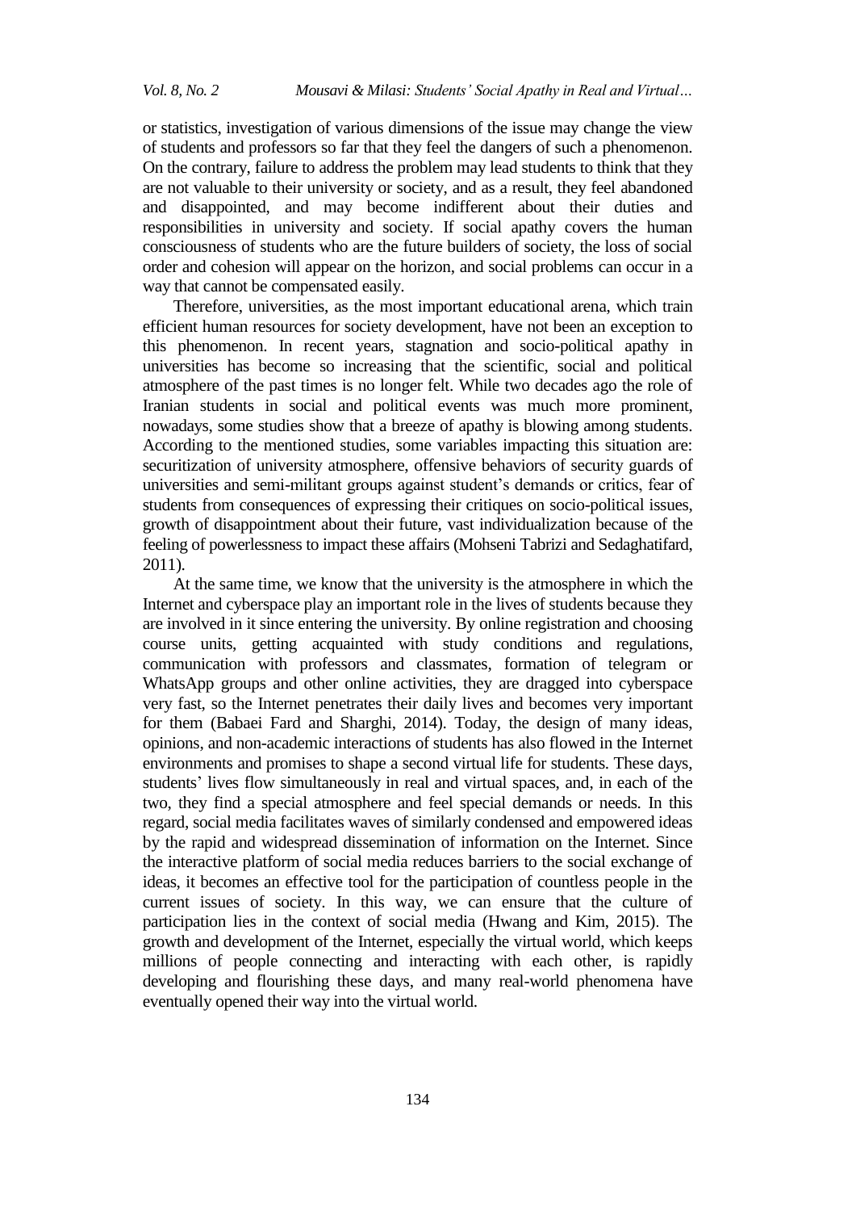or statistics, investigation of various dimensions of the issue may change the view of students and professors so far that they feel the dangers of such a phenomenon. On the contrary, failure to address the problem may lead students to think that they are not valuable to their university or society, and as a result, they feel abandoned and disappointed, and may become indifferent about their duties and responsibilities in university and society. If social apathy covers the human consciousness of students who are the future builders of society, the loss of social order and cohesion will appear on the horizon, and social problems can occur in a way that cannot be compensated easily.

Therefore, universities, as the most important educational arena, which train efficient human resources for society development, have not been an exception to this phenomenon. In recent years, stagnation and socio-political apathy in universities has become so increasing that the scientific, social and political atmosphere of the past times is no longer felt. While two decades ago the role of Iranian students in social and political events was much more prominent, nowadays, some studies show that a breeze of apathy is blowing among students. According to the mentioned studies, some variables impacting this situation are: securitization of university atmosphere, offensive behaviors of security guards of universities and semi-militant groups against student's demands or critics, fear of students from consequences of expressing their critiques on socio-political issues, growth of disappointment about their future, vast individualization because of the feeling of powerlessness to impact these affairs (Mohseni Tabrizi and Sedaghatifard, 2011).

At the same time, we know that the university is the atmosphere in which the Internet and cyberspace play an important role in the lives of students because they are involved in it since entering the university. By online registration and choosing course units, getting acquainted with study conditions and regulations, communication with professors and classmates, formation of telegram or WhatsApp groups and other online activities, they are dragged into cyberspace very fast, so the Internet penetrates their daily lives and becomes very important for them (Babaei Fard and Sharghi, 2014). Today, the design of many ideas, opinions, and non-academic interactions of students has also flowed in the Internet environments and promises to shape a second virtual life for students. These days, students' lives flow simultaneously in real and virtual spaces, and, in each of the two, they find a special atmosphere and feel special demands or needs. In this regard, social media facilitates waves of similarly condensed and empowered ideas by the rapid and widespread dissemination of information on the Internet. Since the interactive platform of social media reduces barriers to the social exchange of ideas, it becomes an effective tool for the participation of countless people in the current issues of society. In this way, we can ensure that the culture of participation lies in the context of social media (Hwang and Kim, 2015). The growth and development of the Internet, especially the virtual world, which keeps millions of people connecting and interacting with each other, is rapidly developing and flourishing these days, and many real-world phenomena have eventually opened their way into the virtual world.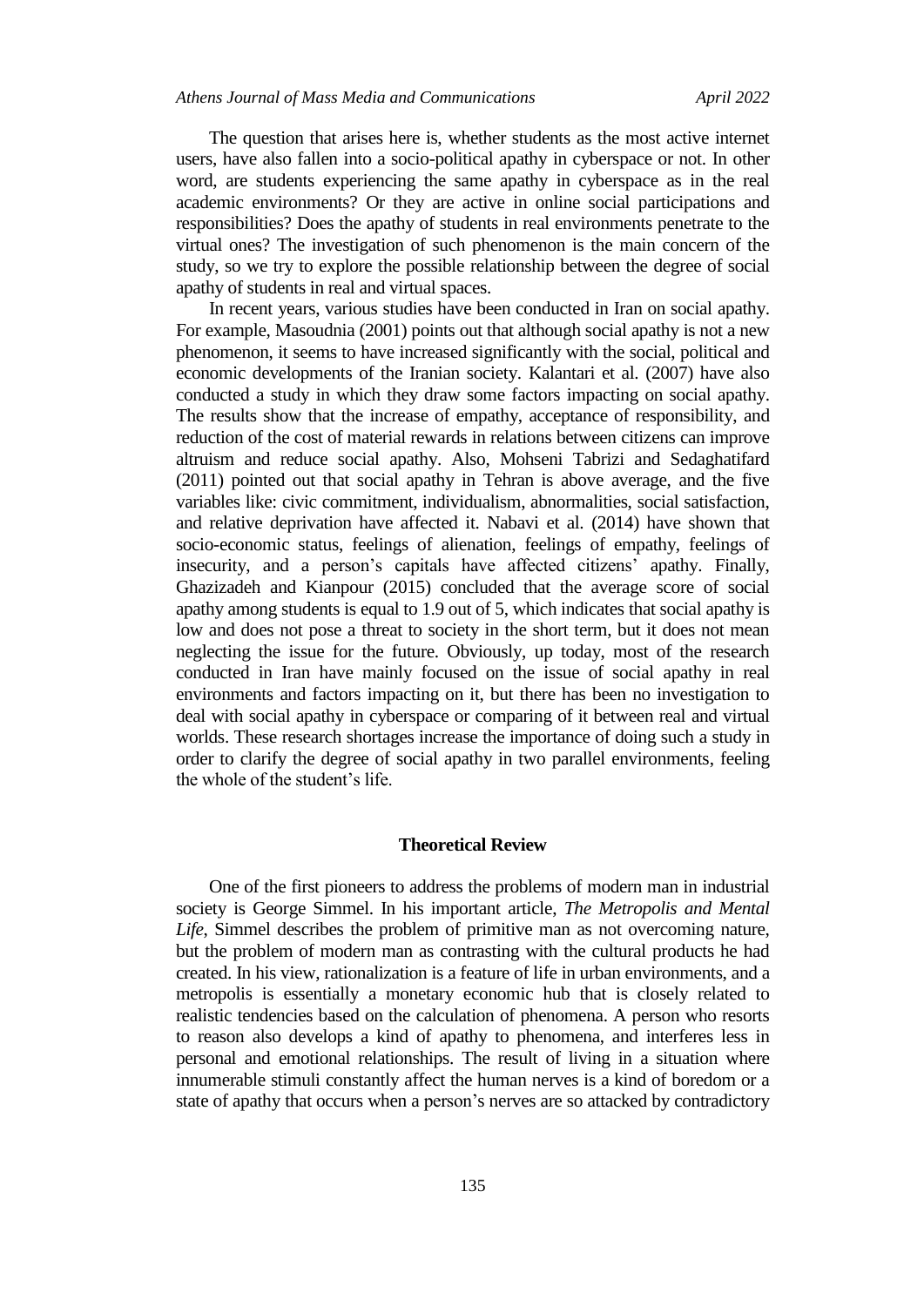The question that arises here is, whether students as the most active internet users, have also fallen into a socio-political apathy in cyberspace or not. In other word, are students experiencing the same apathy in cyberspace as in the real academic environments? Or they are active in online social participations and responsibilities? Does the apathy of students in real environments penetrate to the virtual ones? The investigation of such phenomenon is the main concern of the study, so we try to explore the possible relationship between the degree of social apathy of students in real and virtual spaces.

In recent years, various studies have been conducted in Iran on social apathy. For example, Masoudnia (2001) points out that although social apathy is not a new phenomenon, it seems to have increased significantly with the social, political and economic developments of the Iranian society. Kalantari et al. (2007) have also conducted a study in which they draw some factors impacting on social apathy. The results show that the increase of empathy, acceptance of responsibility, and reduction of the cost of material rewards in relations between citizens can improve altruism and reduce social apathy. Also, Mohseni Tabrizi and Sedaghatifard (2011) pointed out that social apathy in Tehran is above average, and the five variables like: civic commitment, individualism, abnormalities, social satisfaction, and relative deprivation have affected it. Nabavi et al. (2014) have shown that socio-economic status, feelings of alienation, feelings of empathy, feelings of insecurity, and a person's capitals have affected citizens' apathy. Finally, Ghazizadeh and Kianpour (2015) concluded that the average score of social apathy among students is equal to 1.9 out of 5, which indicates that social apathy is low and does not pose a threat to society in the short term, but it does not mean neglecting the issue for the future. Obviously, up today, most of the research conducted in Iran have mainly focused on the issue of social apathy in real environments and factors impacting on it, but there has been no investigation to deal with social apathy in cyberspace or comparing of it between real and virtual worlds. These research shortages increase the importance of doing such a study in order to clarify the degree of social apathy in two parallel environments, feeling the whole of the student's life.

## Theoretical Review

One of the first pioneers to address the problems of modern man in industrial society is George Simmel. In his important article, *The Metropolis and Mental Life*, Simmel describes the problem of primitive man as not overcoming nature, but the problem of modern man as contrasting with the cultural products he had created. In his view, rationalization is a feature of life in urban environments, and a metropolis is essentially a monetary economic hub that is closely related to realistic tendencies based on the calculation of phenomena. A person who resorts to reason also develops a kind of apathy to phenomena, and interferes less in personal and emotional relationships. The result of living in a situation where innumerable stimuli constantly affect the human nerves is a kind of boredom or a state of apathy that occurs when a person's nerves are so attacked by contradictory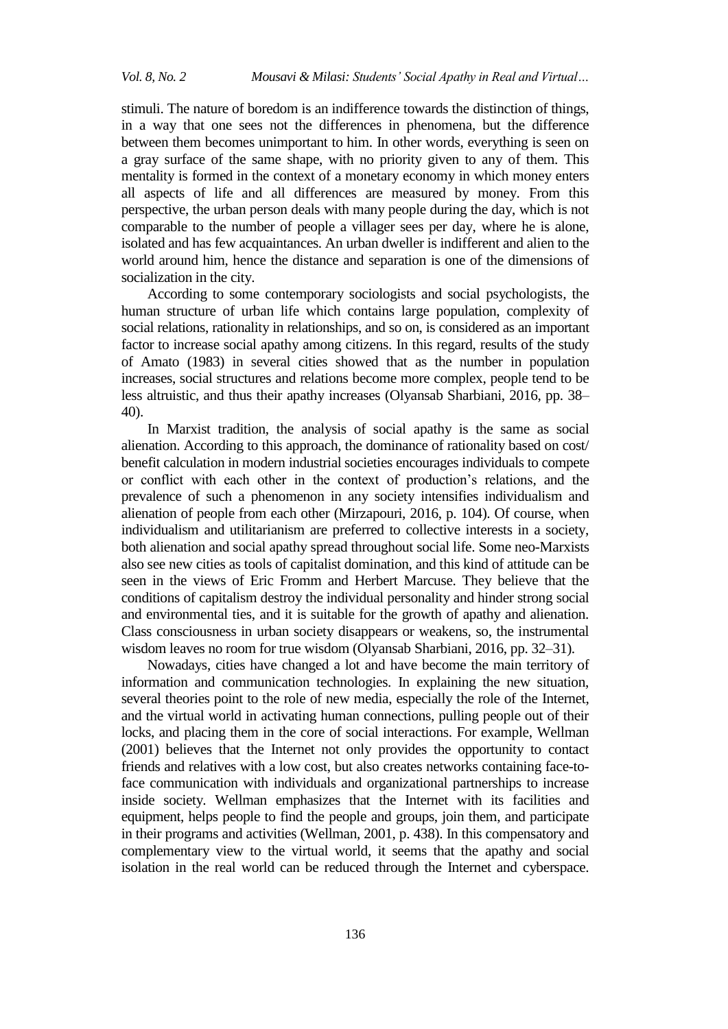stimuli. The nature of boredom is an indifference towards the distinction of things, in a way that one sees not the differences in phenomena, but the difference between them becomes unimportant to him. In other words, everything is seen on a gray surface of the same shape, with no priority given to any of them. This mentality is formed in the context of a monetary economy in which money enters all aspects of life and all differences are measured by money. From this perspective, the urban person deals with many people during the day, which is not comparable to the number of people a villager sees per day, where he is alone, isolated and has few acquaintances. An urban dweller is indifferent and alien to the world around him, hence the distance and separation is one of the dimensions of socialization in the city.

According to some contemporary sociologists and social psychologists, the human structure of urban life which contains large population, complexity of social relations, rationality in relationships, and so on, is considered as an important factor to increase social apathy among citizens. In this regard, results of the study of Amato (1983) in several cities showed that as the number in population increases, social structures and relations become more complex, people tend to be less altruistic, and thus their apathy increases (Olyansab Sharbiani, 2016, pp. 38–40).

In Marxist tradition, the analysis of social apathy is the same as social alienation. According to this approach, the dominance of rationality based on cost/ benefit calculation in modern industrial societies encourages individuals to compete or conflict with each other in the context of production's relations, and the prevalence of such a phenomenon in any society intensifies individualism and alienation of people from each other (Mirzapouri, 2016, p. 104). Of course, when individualism and utilitarianism are preferred to collective interests in a society, both alienation and social apathy spread throughout social life. Some neo-Marxists also see new cities as tools of capitalist domination, and this kind of attitude can be seen in the views of Eric Fromm and Herbert Marcuse. They believe that the conditions of capitalism destroy the individual personality and hinder strong social and environmental ties, and it is suitable for the growth of apathy and alienation. Class consciousness in urban society disappears or weakens, so, the instrumental wisdom leaves no room for true wisdom (Olyansab Sharbiani, 2016, pp. 32–31).

Nowadays, cities have changed a lot and have become the main territory of information and communication technologies. In explaining the new situation, several theories point to the role of new media, especially the role of the Internet, and the virtual world in activating human connections, pulling people out of their locks, and placing them in the core of social interactions. For example, Wellman (2001) believes that the Internet not only provides the opportunity to contact friends and relatives with a low cost, but also creates networks containing face-to-face communication with individuals and organizational partnerships to increase inside society. Wellman emphasizes that the Internet with its facilities and equipment, helps people to find the people and groups, join them, and participate in their programs and activities (Wellman, 2001, p. 438). In this compensatory and complementary view to the virtual world, it seems that the apathy and social isolation in the real world can be reduced through the Internet and cyberspace.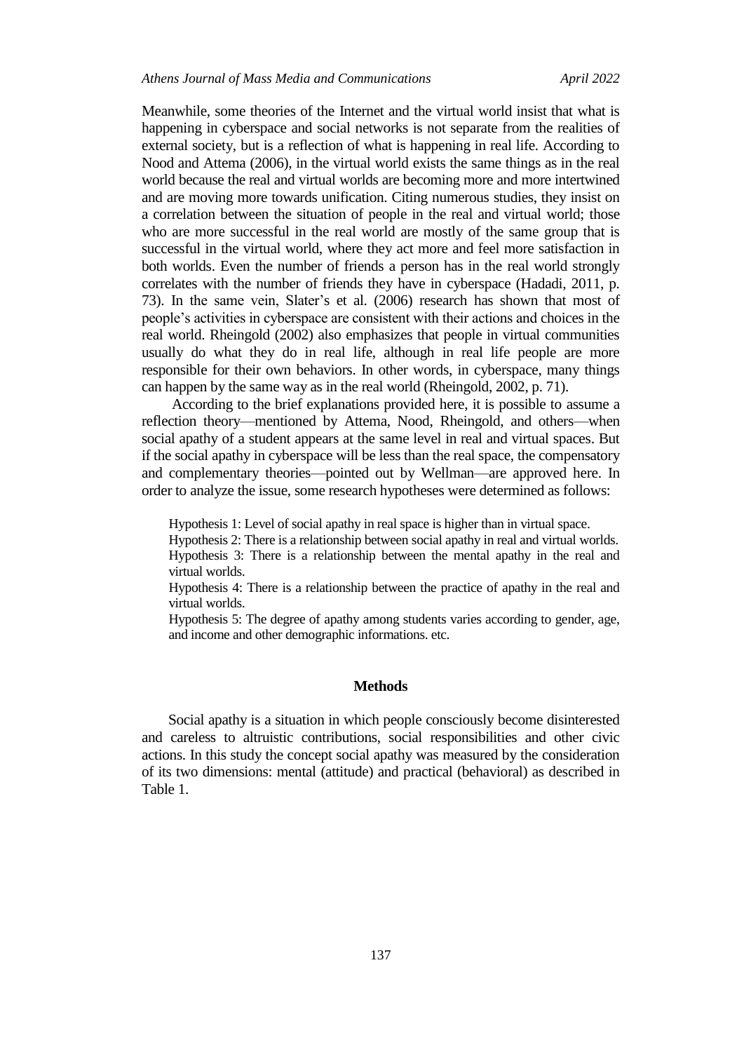Meanwhile, some theories of the Internet and the virtual world insist that what is happening in cyberspace and social networks is not separate from the realities of external society, but is a reflection of what is happening in real life. According to Nood and Attema (2006), in the virtual world exists the same things as in the real world because the real and virtual worlds are becoming more and more intertwined and are moving more towards unification. Citing numerous studies, they insist on a correlation between the situation of people in the real and virtual world; those who are more successful in the real world are mostly of the same group that is successful in the virtual world, where they act more and feel more satisfaction in both worlds. Even the number of friends a person has in the real world strongly correlates with the number of friends they have in cyberspace (Hadadi, 2011, p. 73). In the same vein, Slater's et al. (2006) research has shown that most of people's activities in cyberspace are consistent with their actions and choices in the real world. Rheingold (2002) also emphasizes that people in virtual communities usually do what they do in real life, although in real life people are more responsible for their own behaviors. In other words, in cyberspace, many things can happen by the same way as in the real world (Rheingold, 2002, p. 71).

According to the brief explanations provided here, it is possible to assume a reflection theory—mentioned by Attema, Nood, Rheingold, and others—when social apathy of a student appears at the same level in real and virtual spaces. But if the social apathy in cyberspace will be less than the real space, the compensatory and complementary theories—pointed out by Wellman—are approved here. In order to analyze the issue, some research hypotheses were determined as follows:

> Hypothesis 1: Level of social apathy in real space is higher than in virtual space.
> Hypothesis 2: There is a relationship between social apathy in real and virtual worlds.
> Hypothesis 3: There is a relationship between the mental apathy in the real and virtual worlds.
> Hypothesis 4: There is a relationship between the practice of apathy in the real and virtual worlds.
> Hypothesis 5: The degree of apathy among students varies according to gender, age, and income and other demographic informations. etc.

## Methods

Social apathy is a situation in which people consciously become disinterested and careless to altruistic contributions, social responsibilities and other civic actions. In this study the concept social apathy was measured by the consideration of its two dimensions: mental (attitude) and practical (behavioral) as described in Table 1.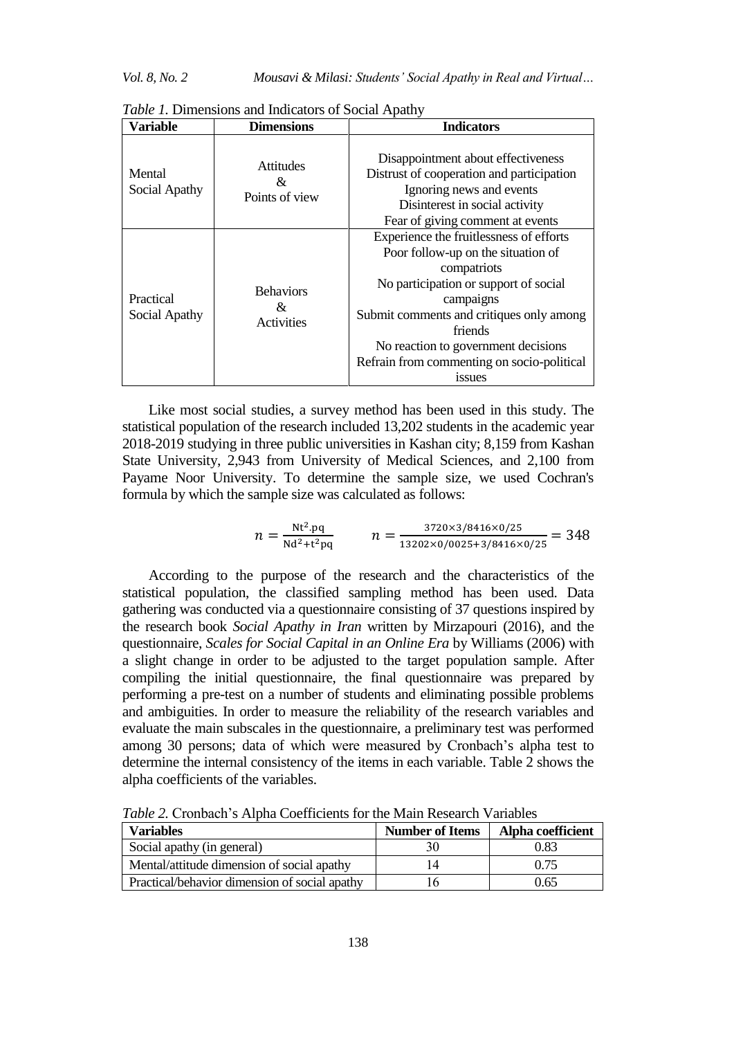*Table 1.* Dimensions and Indicators of Social Apathy

| Variable | Dimensions | Indicators |
|---|---|---|
| Mental Social Apathy | Attitudes & Points of view | Disappointment about effectiveness<br>Distrust of cooperation and participation<br>Ignoring news and events<br>Disinterest in social activity<br>Fear of giving comment at events |
| Practical Social Apathy | Behaviors & Activities | Experience the fruitlessness of efforts<br>Poor follow-up on the situation of compatriots<br>No participation or support of social campaigns<br>Submit comments and critiques only among friends<br>No reaction to government decisions<br>Refrain from commenting on socio-political issues |

Like most social studies, a survey method has been used in this study. The statistical population of the research included 13,202 students in the academic year 2018-2019 studying in three public universities in Kashan city; 8,159 from Kashan State University, 2,943 from University of Medical Sciences, and 2,100 from Payame Noor University. To determine the sample size, we used Cochran's formula by which the sample size was calculated as follows:

$$n = \frac{Nt^2.pq}{Nd^2+t^2pq} \qquad n = \frac{3720\times3/8416\times0/25}{13202\times0/0025+3/8416\times0/25} = 348$$

According to the purpose of the research and the characteristics of the statistical population, the classified sampling method has been used. Data gathering was conducted via a questionnaire consisting of 37 questions inspired by the research book *Social Apathy in Iran* written by Mirzapouri (2016), and the questionnaire, *Scales for Social Capital in an Online Era* by Williams (2006) with a slight change in order to be adjusted to the target population sample. After compiling the initial questionnaire, the final questionnaire was prepared by performing a pre-test on a number of students and eliminating possible problems and ambiguities. In order to measure the reliability of the research variables and evaluate the main subscales in the questionnaire, a preliminary test was performed among 30 persons; data of which were measured by Cronbach's alpha test to determine the internal consistency of the items in each variable. Table 2 shows the alpha coefficients of the variables.

*Table 2.* Cronbach's Alpha Coefficients for the Main Research Variables

| Variables | Number of Items | Alpha coefficient |
|---|---|---|
| Social apathy (in general) | 30 | 0.83 |
| Mental/attitude dimension of social apathy | 14 | 0.75 |
| Practical/behavior dimension of social apathy | 16 | 0.65 |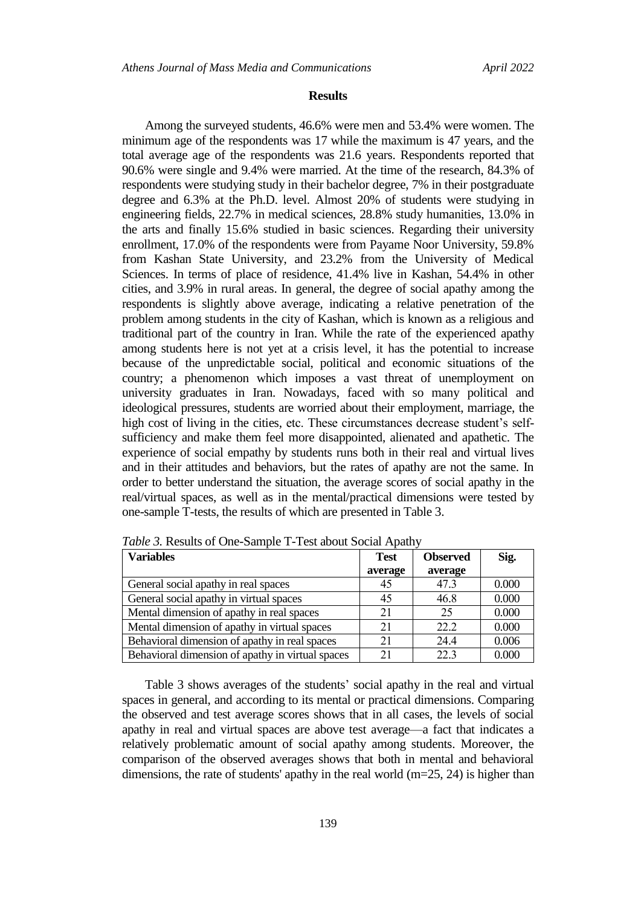## Results

Among the surveyed students, 46.6% were men and 53.4% were women. The minimum age of the respondents was 17 while the maximum is 47 years, and the total average age of the respondents was 21.6 years. Respondents reported that 90.6% were single and 9.4% were married. At the time of the research, 84.3% of respondents were studying study in their bachelor degree, 7% in their postgraduate degree and 6.3% at the Ph.D. level. Almost 20% of students were studying in engineering fields, 22.7% in medical sciences, 28.8% study humanities, 13.0% in the arts and finally 15.6% studied in basic sciences. Regarding their university enrollment, 17.0% of the respondents were from Payame Noor University, 59.8% from Kashan State University, and 23.2% from the University of Medical Sciences. In terms of place of residence, 41.4% live in Kashan, 54.4% in other cities, and 3.9% in rural areas. In general, the degree of social apathy among the respondents is slightly above average, indicating a relative penetration of the problem among students in the city of Kashan, which is known as a religious and traditional part of the country in Iran. While the rate of the experienced apathy among students here is not yet at a crisis level, it has the potential to increase because of the unpredictable social, political and economic situations of the country; a phenomenon which imposes a vast threat of unemployment on university graduates in Iran. Nowadays, faced with so many political and ideological pressures, students are worried about their employment, marriage, the high cost of living in the cities, etc. These circumstances decrease student's self-sufficiency and make them feel more disappointed, alienated and apathetic. The experience of social empathy by students runs both in their real and virtual lives and in their attitudes and behaviors, but the rates of apathy are not the same. In order to better understand the situation, the average scores of social apathy in the real/virtual spaces, as well as in the mental/practical dimensions were tested by one-sample T-tests, the results of which are presented in Table 3.

*Table 3.* Results of One-Sample T-Test about Social Apathy

| Variables | Test average | Observed average | Sig. |
|---|---|---|---|
| General social apathy in real spaces | 45 | 47.3 | 0.000 |
| General social apathy in virtual spaces | 45 | 46.8 | 0.000 |
| Mental dimension of apathy in real spaces | 21 | 25 | 0.000 |
| Mental dimension of apathy in virtual spaces | 21 | 22.2 | 0.000 |
| Behavioral dimension of apathy in real spaces | 21 | 24.4 | 0.006 |
| Behavioral dimension of apathy in virtual spaces | 21 | 22.3 | 0.000 |

Table 3 shows averages of the students' social apathy in the real and virtual spaces in general, and according to its mental or practical dimensions. Comparing the observed and test average scores shows that in all cases, the levels of social apathy in real and virtual spaces are above test average—a fact that indicates a relatively problematic amount of social apathy among students. Moreover, the comparison of the observed averages shows that both in mental and behavioral dimensions, the rate of students' apathy in the real world (m=25, 24) is higher than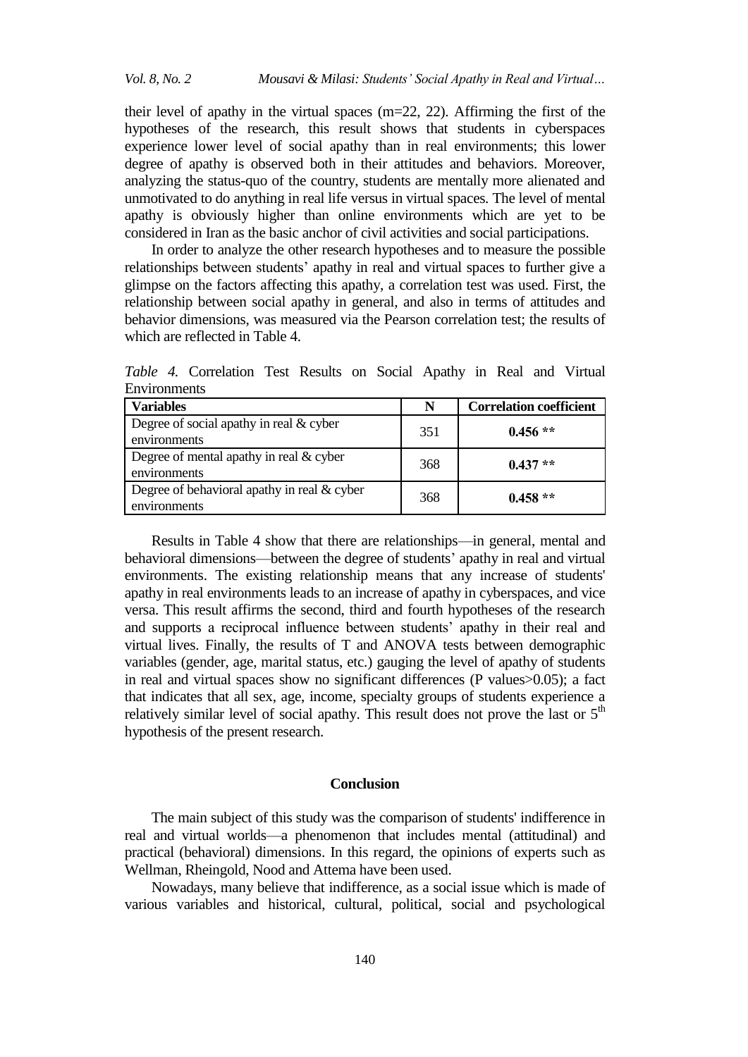their level of apathy in the virtual spaces (m=22, 22). Affirming the first of the hypotheses of the research, this result shows that students in cyberspaces experience lower level of social apathy than in real environments; this lower degree of apathy is observed both in their attitudes and behaviors. Moreover, analyzing the status-quo of the country, students are mentally more alienated and unmotivated to do anything in real life versus in virtual spaces. The level of mental apathy is obviously higher than online environments which are yet to be considered in Iran as the basic anchor of civil activities and social participations.

In order to analyze the other research hypotheses and to measure the possible relationships between students' apathy in real and virtual spaces to further give a glimpse on the factors affecting this apathy, a correlation test was used. First, the relationship between social apathy in general, and also in terms of attitudes and behavior dimensions, was measured via the Pearson correlation test; the results of which are reflected in Table 4.

*Table 4.* Correlation Test Results on Social Apathy in Real and Virtual Environments

| **Variables** | **N** | **Correlation coefficient** |
|---|---|---|
| Degree of social apathy in real & cyber environments | 351 | **0.456 \*\*** |
| Degree of mental apathy in real & cyber environments | 368 | **0.437 \*\*** |
| Degree of behavioral apathy in real & cyber environments | 368 | **0.458 \*\*** |

Results in Table 4 show that there are relationships—in general, mental and behavioral dimensions—between the degree of students' apathy in real and virtual environments. The existing relationship means that any increase of students' apathy in real environments leads to an increase of apathy in cyberspaces, and vice versa. This result affirms the second, third and fourth hypotheses of the research and supports a reciprocal influence between students' apathy in their real and virtual lives. Finally, the results of T and ANOVA tests between demographic variables (gender, age, marital status, etc.) gauging the level of apathy of students in real and virtual spaces show no significant differences (P values>0.05); a fact that indicates that all sex, age, income, specialty groups of students experience a relatively similar level of social apathy. This result does not prove the last or 5th hypothesis of the present research.

## Conclusion

The main subject of this study was the comparison of students' indifference in real and virtual worlds—a phenomenon that includes mental (attitudinal) and practical (behavioral) dimensions. In this regard, the opinions of experts such as Wellman, Rheingold, Nood and Attema have been used.

Nowadays, many believe that indifference, as a social issue which is made of various variables and historical, cultural, political, social and psychological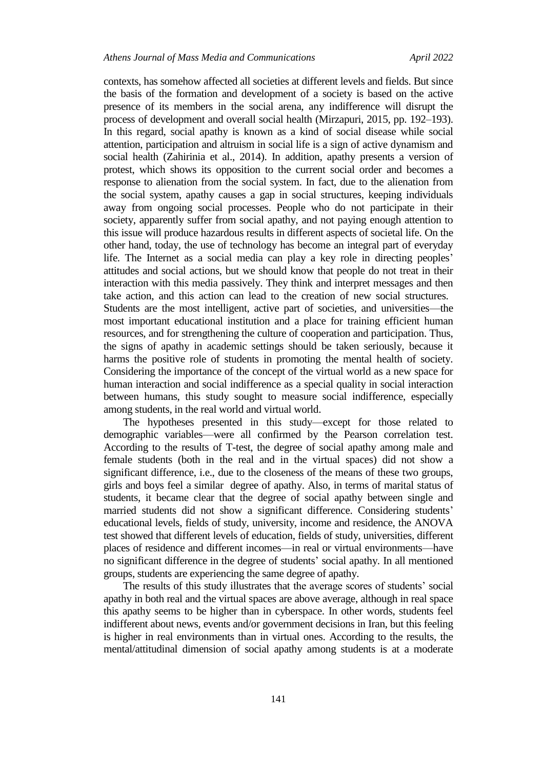contexts, has somehow affected all societies at different levels and fields. But since the basis of the formation and development of a society is based on the active presence of its members in the social arena, any indifference will disrupt the process of development and overall social health (Mirzapuri, 2015, pp. 192–193). In this regard, social apathy is known as a kind of social disease while social attention, participation and altruism in social life is a sign of active dynamism and social health (Zahirinia et al., 2014). In addition, apathy presents a version of protest, which shows its opposition to the current social order and becomes a response to alienation from the social system. In fact, due to the alienation from the social system, apathy causes a gap in social structures, keeping individuals away from ongoing social processes. People who do not participate in their society, apparently suffer from social apathy, and not paying enough attention to this issue will produce hazardous results in different aspects of societal life. On the other hand, today, the use of technology has become an integral part of everyday life. The Internet as a social media can play a key role in directing peoples' attitudes and social actions, but we should know that people do not treat in their interaction with this media passively. They think and interpret messages and then take action, and this action can lead to the creation of new social structures. Students are the most intelligent, active part of societies, and universities—the most important educational institution and a place for training efficient human resources, and for strengthening the culture of cooperation and participation. Thus, the signs of apathy in academic settings should be taken seriously, because it harms the positive role of students in promoting the mental health of society. Considering the importance of the concept of the virtual world as a new space for human interaction and social indifference as a special quality in social interaction between humans, this study sought to measure social indifference, especially among students, in the real world and virtual world.

The hypotheses presented in this study—except for those related to demographic variables—were all confirmed by the Pearson correlation test. According to the results of T-test, the degree of social apathy among male and female students (both in the real and in the virtual spaces) did not show a significant difference, i.e., due to the closeness of the means of these two groups, girls and boys feel a similar degree of apathy. Also, in terms of marital status of students, it became clear that the degree of social apathy between single and married students did not show a significant difference. Considering students' educational levels, fields of study, university, income and residence, the ANOVA test showed that different levels of education, fields of study, universities, different places of residence and different incomes—in real or virtual environments—have no significant difference in the degree of students' social apathy. In all mentioned groups, students are experiencing the same degree of apathy.

The results of this study illustrates that the average scores of students' social apathy in both real and the virtual spaces are above average, although in real space this apathy seems to be higher than in cyberspace. In other words, students feel indifferent about news, events and/or government decisions in Iran, but this feeling is higher in real environments than in virtual ones. According to the results, the mental/attitudinal dimension of social apathy among students is at a moderate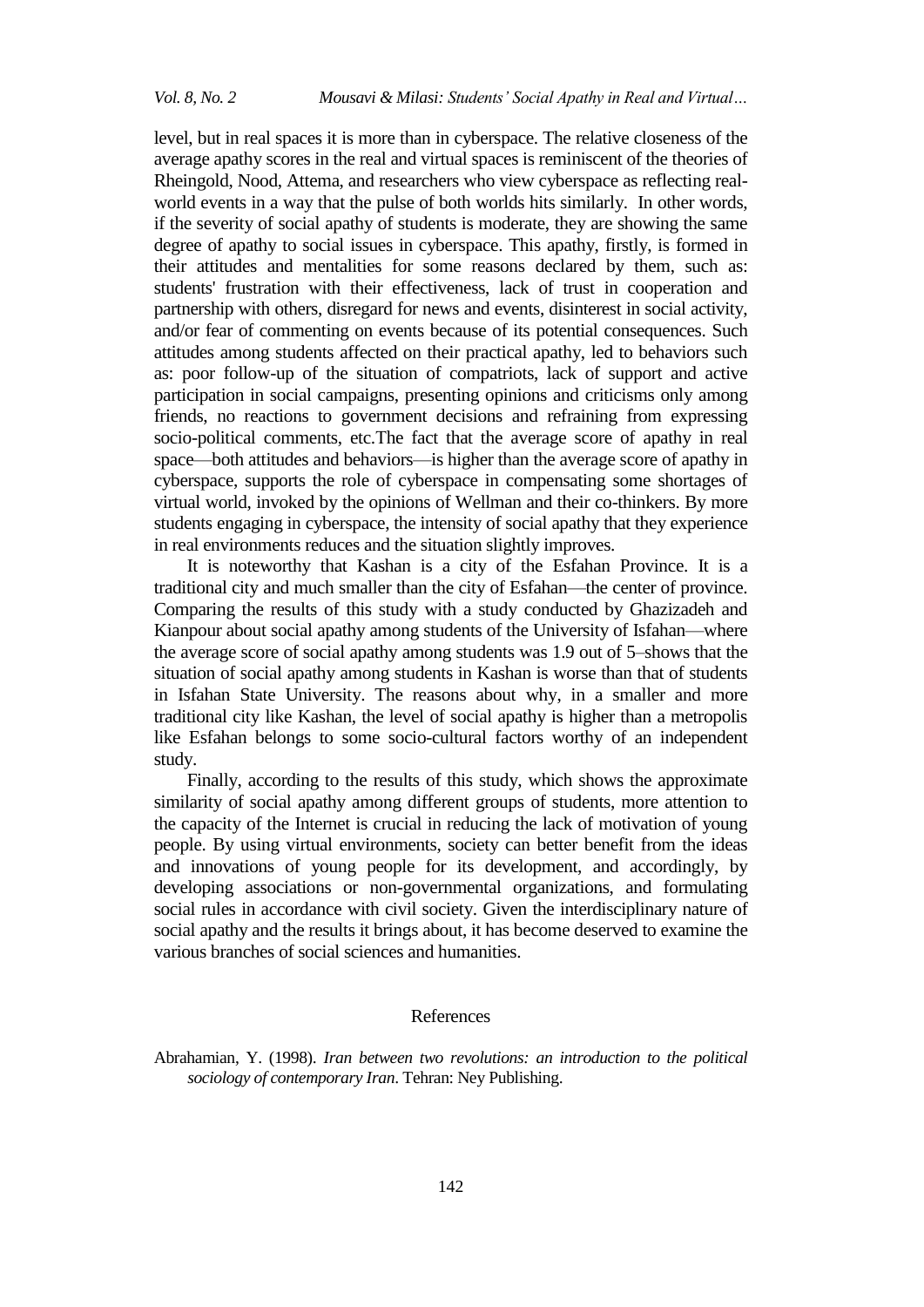level, but in real spaces it is more than in cyberspace. The relative closeness of the average apathy scores in the real and virtual spaces is reminiscent of the theories of Rheingold, Nood, Attema, and researchers who view cyberspace as reflecting real-world events in a way that the pulse of both worlds hits similarly. In other words, if the severity of social apathy of students is moderate, they are showing the same degree of apathy to social issues in cyberspace. This apathy, firstly, is formed in their attitudes and mentalities for some reasons declared by them, such as: students' frustration with their effectiveness, lack of trust in cooperation and partnership with others, disregard for news and events, disinterest in social activity, and/or fear of commenting on events because of its potential consequences. Such attitudes among students affected on their practical apathy, led to behaviors such as: poor follow-up of the situation of compatriots, lack of support and active participation in social campaigns, presenting opinions and criticisms only among friends, no reactions to government decisions and refraining from expressing socio-political comments, etc.The fact that the average score of apathy in real space—both attitudes and behaviors—is higher than the average score of apathy in cyberspace, supports the role of cyberspace in compensating some shortages of virtual world, invoked by the opinions of Wellman and their co-thinkers. By more students engaging in cyberspace, the intensity of social apathy that they experience in real environments reduces and the situation slightly improves.

It is noteworthy that Kashan is a city of the Esfahan Province. It is a traditional city and much smaller than the city of Esfahan—the center of province. Comparing the results of this study with a study conducted by Ghazizadeh and Kianpour about social apathy among students of the University of Isfahan—where the average score of social apathy among students was 1.9 out of 5–shows that the situation of social apathy among students in Kashan is worse than that of students in Isfahan State University. The reasons about why, in a smaller and more traditional city like Kashan, the level of social apathy is higher than a metropolis like Esfahan belongs to some socio-cultural factors worthy of an independent study.

Finally, according to the results of this study, which shows the approximate similarity of social apathy among different groups of students, more attention to the capacity of the Internet is crucial in reducing the lack of motivation of young people. By using virtual environments, society can better benefit from the ideas and innovations of young people for its development, and accordingly, by developing associations or non-governmental organizations, and formulating social rules in accordance with civil society. Given the interdisciplinary nature of social apathy and the results it brings about, it has become deserved to examine the various branches of social sciences and humanities.

## References

Abrahamian, Y. (1998). *Iran between two revolutions: an introduction to the political sociology of contemporary Iran*. Tehran: Ney Publishing.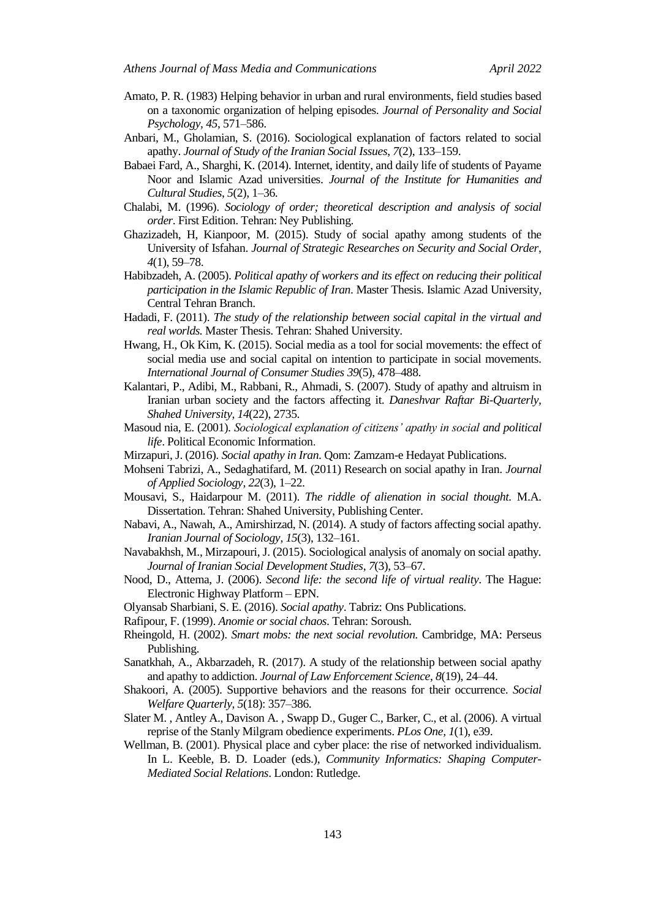Amato, P. R. (1983) Helping behavior in urban and rural environments, field studies based on a taxonomic organization of helping episodes. *Journal of Personality and Social Psychology*, *45*, 571–586.

Anbari, M., Gholamian, S. (2016). Sociological explanation of factors related to social apathy. *Journal of Study of the Iranian Social Issues*, *7*(2), 133–159.

Babaei Fard, A., Sharghi, K. (2014). Internet, identity, and daily life of students of Payame Noor and Islamic Azad universities. *Journal of the Institute for Humanities and Cultural Studies*, *5*(2), 1–36.

Chalabi, M. (1996). *Sociology of order; theoretical description and analysis of social order*. First Edition. Tehran: Ney Publishing.

Ghazizadeh, H, Kianpoor, M. (2015). Study of social apathy among students of the University of Isfahan. *Journal of Strategic Researches on Security and Social Order*, *4*(1), 59–78.

Habibzadeh, A. (2005). *Political apathy of workers and its effect on reducing their political participation in the Islamic Republic of Iran*. Master Thesis. Islamic Azad University, Central Tehran Branch.

Hadadi, F. (2011). *The study of the relationship between social capital in the virtual and real worlds.* Master Thesis. Tehran: Shahed University.

Hwang, H., Ok Kim, K. (2015). Social media as a tool for social movements: the effect of social media use and social capital on intention to participate in social movements. *International Journal of Consumer Studies 39*(5), 478–488.

Kalantari, P., Adibi, M., Rabbani, R., Ahmadi, S. (2007). Study of apathy and altruism in Iranian urban society and the factors affecting it. *Daneshvar Raftar Bi-Quarterly, Shahed University*, *14*(22), 2735.

Masoud nia, E. (2001). *Sociological explanation of citizens' apathy in social and political life*. Political Economic Information.

Mirzapuri, J. (2016). *Social apathy in Iran.* Qom: Zamzam-e Hedayat Publications.

Mohseni Tabrizi, A., Sedaghatifard, M. (2011) Research on social apathy in Iran. *Journal of Applied Sociology*, *22*(3), 1–22.

Mousavi, S., Haidarpour M. (2011). *The riddle of alienation in social thought.* M.A. Dissertation. Tehran: Shahed University, Publishing Center.

Nabavi, A., Nawah, A., Amirshirzad, N. (2014). A study of factors affecting social apathy. *Iranian Journal of Sociology*, *15*(3), 132–161.

Navabakhsh, M., Mirzapouri, J. (2015). Sociological analysis of anomaly on social apathy. *Journal of Iranian Social Development Studies*, *7*(3), 53–67.

Nood, D., Attema, J. (2006). *Second life: the second life of virtual reality*. The Hague: Electronic Highway Platform – EPN.

Olyansab Sharbiani, S. E. (2016). *Social apathy*. Tabriz: Ons Publications.

Rafipour, F. (1999). *Anomie or social chaos*. Tehran: Soroush.

Rheingold, H. (2002). *Smart mobs: the next social revolution.* Cambridge, MA: Perseus Publishing.

Sanatkhah, A., Akbarzadeh, R. (2017). A study of the relationship between social apathy and apathy to addiction. *Journal of Law Enforcement Science*, *8*(19), 24–44.

Shakoori, A. (2005). Supportive behaviors and the reasons for their occurrence. *Social Welfare Quarterly*, *5*(18): 357–386.

Slater M. , Antley A., Davison A. , Swapp D., Guger C., Barker, C., et al. (2006). A virtual reprise of the Stanly Milgram obedience experiments. *PLos One*, *1*(1), e39.

Wellman, B. (2001). Physical place and cyber place: the rise of networked individualism. In L. Keeble, B. D. Loader (eds.), *Community Informatics: Shaping Computer-Mediated Social Relations*. London: Rutledge.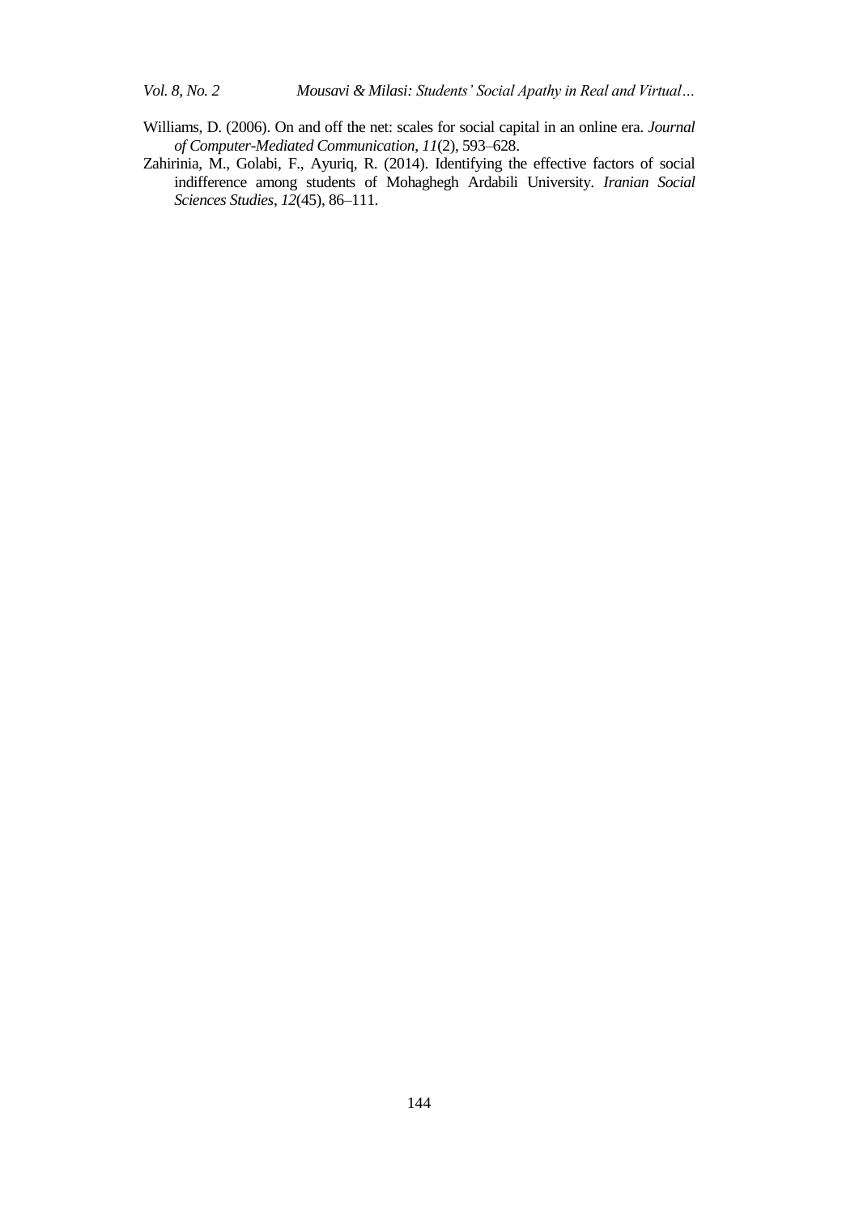Williams, D. (2006). On and off the net: scales for social capital in an online era. *Journal of Computer-Mediated Communication*, *11*(2), 593–628.

Zahirinia, M., Golabi, F., Ayuriq, R. (2014). Identifying the effective factors of social indifference among students of Mohaghegh Ardabili University. *Iranian Social Sciences Studies*, *12*(45), 86–111.